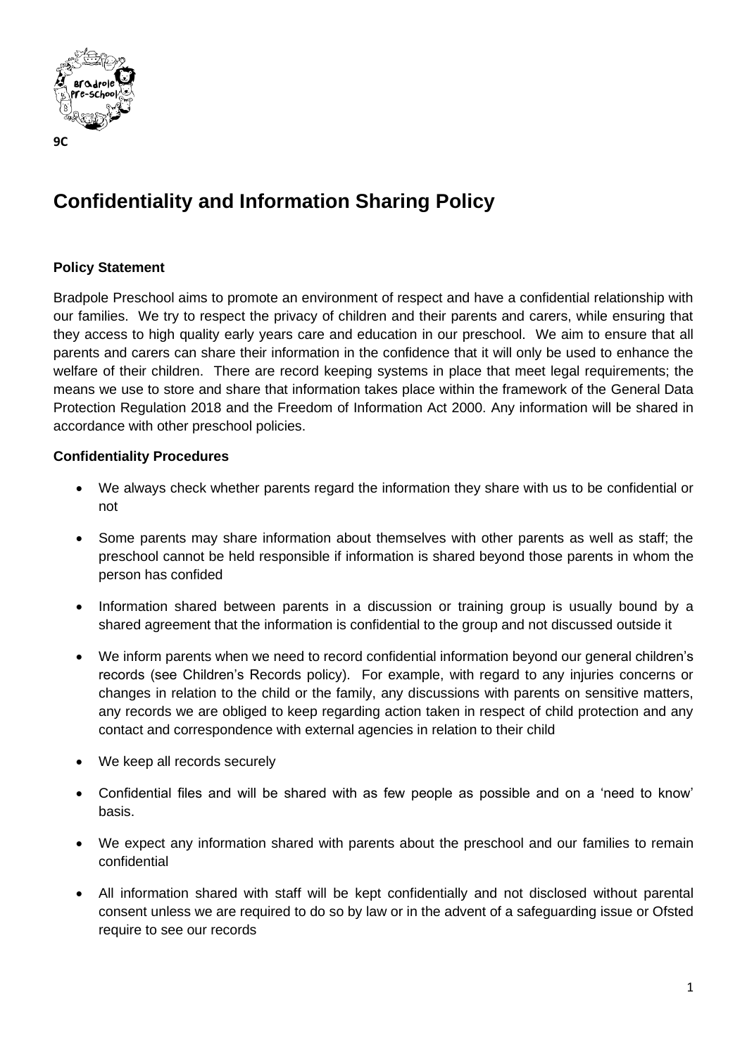9C

# Confidentiality and Information Sharing Policy

**Policy Statement**

Bradpole Preschool aims to promote an environment of respect and have a confidential relationship with our families. We try to respect the privacy of children and their parents and carers, while ensuring that they access to high quality early years care and education in our preschool. We aim to ensure that all parents and carers can share their information in the confidence that it will only be used to enhance the welfare of their children. There are record keeping systems in place that meet legal requirements; the means we use to store and share that information takes place within the framework of the General Data Protection Regulation 2018 and the Freedom of Information Act 2000. Any information will be shared in accordance with other preschool policies.

**Confidentiality Procedures**

- We always check whether parents regard the information they share with us to be confidential or not
- Some parents may share information about themselves with other parents as well as staff; the preschool cannot be held responsible if information is shared beyond those parents in whom the person has confided
- Information shared between parents in a discussion or training group is usually bound by a shared agreement that the information is confidential to the group and not discussed outside it
- We inform parents when we need to record confidential information beyond our general children's records (see Children's Records policy). For example, with regard to any injuries concerns or changes in relation to the child or the family, any discussions with parents on sensitive matters, any records we are obliged to keep regarding action taken in respect of child protection and any contact and correspondence with external agencies in relation to their child
- We keep all records securely
- Confidential files and will be shared with as few people as possible and on a 'need to know' basis.
- We expect any information shared with parents about the preschool and our families to remain confidential
- All information shared with staff will be kept confidentially and not disclosed without parental consent unless we are required to do so by law or in the advent of a safeguarding issue or Ofsted require to see our records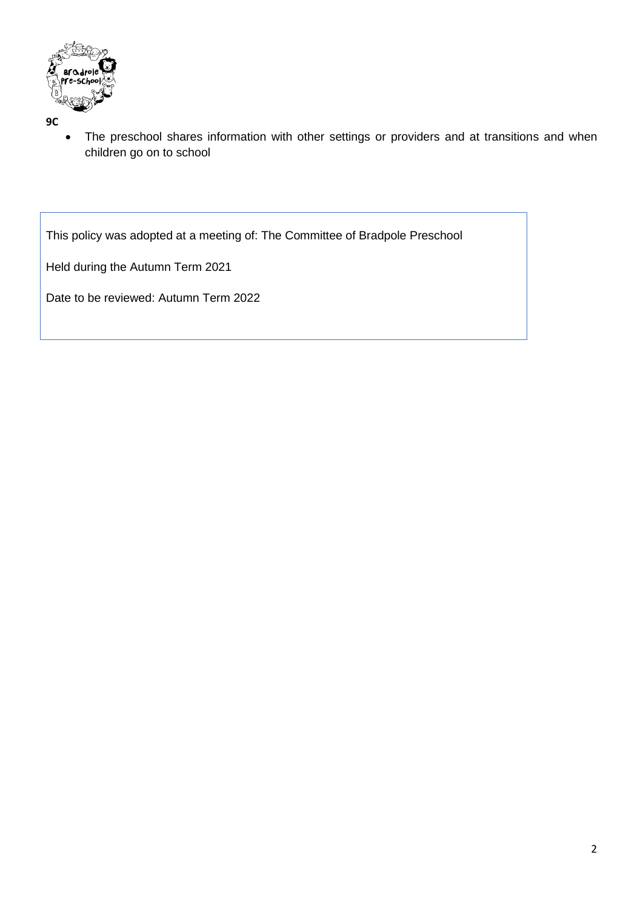**9C**

- The preschool shares information with other settings or providers and at transitions and when children go on to school

This policy was adopted at a meeting of: The Committee of Bradpole Preschool

Held during the Autumn Term 2021

Date to be reviewed: Autumn Term 2022